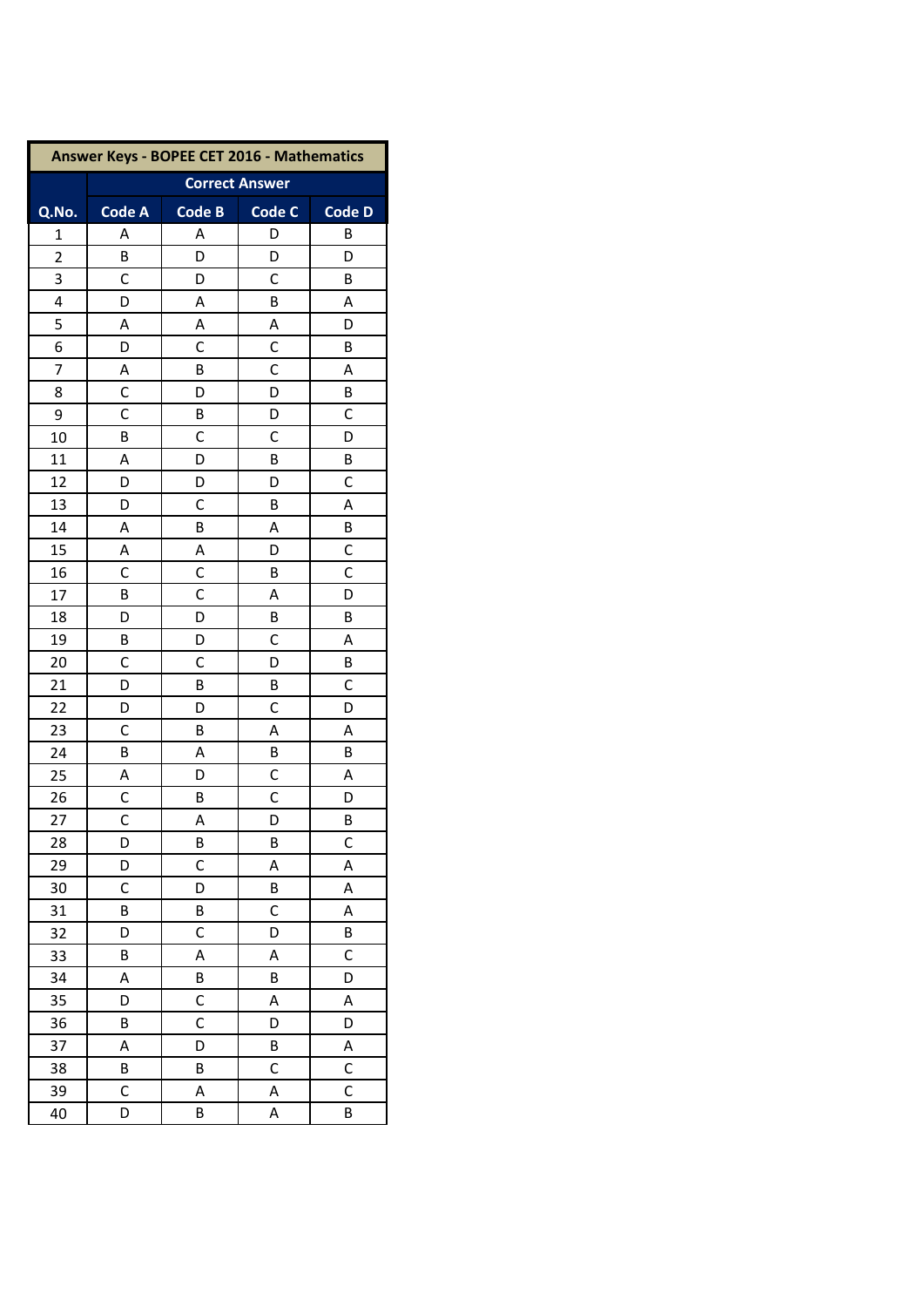| Answer Keys - BOPEE CET 2016 - Mathematics | | | | |
|---|---|---|---|---|
| | Correct Answer | | | |
| Q.No. | Code A | Code B | Code C | Code D |
| 1 | A | A | D | B |
| 2 | B | D | D | D |
| 3 | C | D | C | B |
| 4 | D | A | B | A |
| 5 | A | A | A | D |
| 6 | D | C | C | B |
| 7 | A | B | C | A |
| 8 | C | D | D | B |
| 9 | C | B | D | C |
| 10 | B | C | C | D |
| 11 | A | D | B | B |
| 12 | D | D | D | C |
| 13 | D | C | B | A |
| 14 | A | B | A | B |
| 15 | A | A | D | C |
| 16 | C | C | B | C |
| 17 | B | C | A | D |
| 18 | D | D | B | B |
| 19 | B | D | C | A |
| 20 | C | C | D | B |
| 21 | D | B | B | C |
| 22 | D | D | C | D |
| 23 | C | B | A | A |
| 24 | B | A | B | B |
| 25 | A | D | C | A |
| 26 | C | B | C | D |
| 27 | C | A | D | B |
| 28 | D | B | B | C |
| 29 | D | C | A | A |
| 30 | C | D | B | A |
| 31 | B | B | C | A |
| 32 | D | C | D | B |
| 33 | B | A | A | C |
| 34 | A | B | B | D |
| 35 | D | C | A | A |
| 36 | B | C | D | D |
| 37 | A | D | B | A |
| 38 | B | B | C | C |
| 39 | C | A | A | C |
| 40 | D | B | A | B |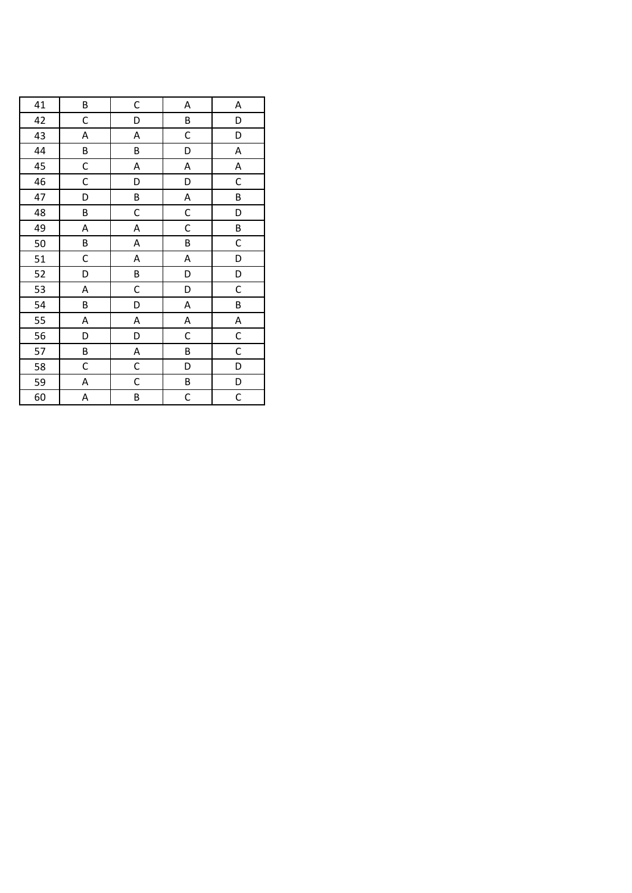| | | | | |
|---|---|---|---|---|
| 41 | B | C | A | A |
| 42 | C | D | B | D |
| 43 | A | A | C | D |
| 44 | B | B | D | A |
| 45 | C | A | A | A |
| 46 | C | D | D | C |
| 47 | D | B | A | B |
| 48 | B | C | C | D |
| 49 | A | A | C | B |
| 50 | B | A | B | C |
| 51 | C | A | A | D |
| 52 | D | B | D | D |
| 53 | A | C | D | C |
| 54 | B | D | A | B |
| 55 | A | A | A | A |
| 56 | D | D | C | C |
| 57 | B | A | B | C |
| 58 | C | C | D | D |
| 59 | A | C | B | D |
| 60 | A | B | C | C |